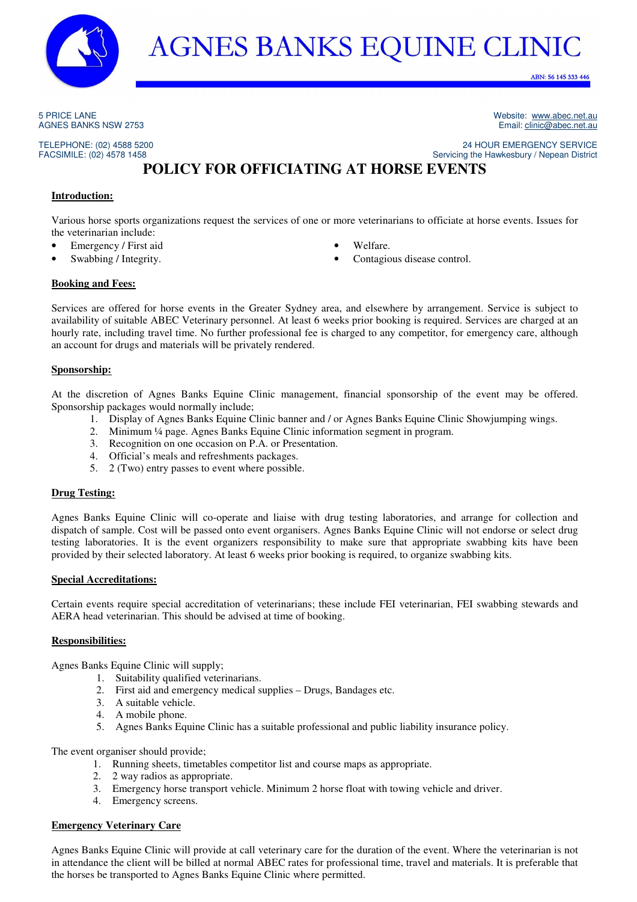# AGNES BANKS EQUINE CLINIC

ABN: 56 145 333 446

5 PRICE LANE
AGNES BANKS NSW 2753

TELEPHONE: (02) 4588 5200
FACSIMILE: (02) 4578 1458

Website: www.abec.net.au
Email: clinic@abec.net.au

24 HOUR EMERGENCY SERVICE
Servicing the Hawkesbury / Nepean District

## POLICY FOR OFFICIATING AT HORSE EVENTS

**Introduction:**

Various horse sports organizations request the services of one or more veterinarians to officiate at horse events. Issues for the veterinarian include:

- Emergency / First aid
- Swabbing / Integrity.
- Welfare.
- Contagious disease control.

**Booking and Fees:**

Services are offered for horse events in the Greater Sydney area, and elsewhere by arrangement. Service is subject to availability of suitable ABEC Veterinary personnel. At least 6 weeks prior booking is required. Services are charged at an hourly rate, including travel time. No further professional fee is charged to any competitor, for emergency care, although an account for drugs and materials will be privately rendered.

**Sponsorship:**

At the discretion of Agnes Banks Equine Clinic management, financial sponsorship of the event may be offered. Sponsorship packages would normally include;

1. Display of Agnes Banks Equine Clinic banner and / or Agnes Banks Equine Clinic Showjumping wings.
2. Minimum ¼ page. Agnes Banks Equine Clinic information segment in program.
3. Recognition on one occasion on P.A. or Presentation.
4. Official's meals and refreshments packages.
5. 2 (Two) entry passes to event where possible.

**Drug Testing:**

Agnes Banks Equine Clinic will co-operate and liaise with drug testing laboratories, and arrange for collection and dispatch of sample. Cost will be passed onto event organisers. Agnes Banks Equine Clinic will not endorse or select drug testing laboratories. It is the event organizers responsibility to make sure that appropriate swabbing kits have been provided by their selected laboratory. At least 6 weeks prior booking is required, to organize swabbing kits.

**Special Accreditations:**

Certain events require special accreditation of veterinarians; these include FEI veterinarian, FEI swabbing stewards and AERA head veterinarian. This should be advised at time of booking.

**Responsibilities:**

Agnes Banks Equine Clinic will supply;

1. Suitability qualified veterinarians.
2. First aid and emergency medical supplies – Drugs, Bandages etc.
3. A suitable vehicle.
4. A mobile phone.
5. Agnes Banks Equine Clinic has a suitable professional and public liability insurance policy.

The event organiser should provide;

1. Running sheets, timetables competitor list and course maps as appropriate.
2. 2 way radios as appropriate.
3. Emergency horse transport vehicle. Minimum 2 horse float with towing vehicle and driver.
4. Emergency screens.

**Emergency Veterinary Care**

Agnes Banks Equine Clinic will provide at call veterinary care for the duration of the event. Where the veterinarian is not in attendance the client will be billed at normal ABEC rates for professional time, travel and materials. It is preferable that the horses be transported to Agnes Banks Equine Clinic where permitted.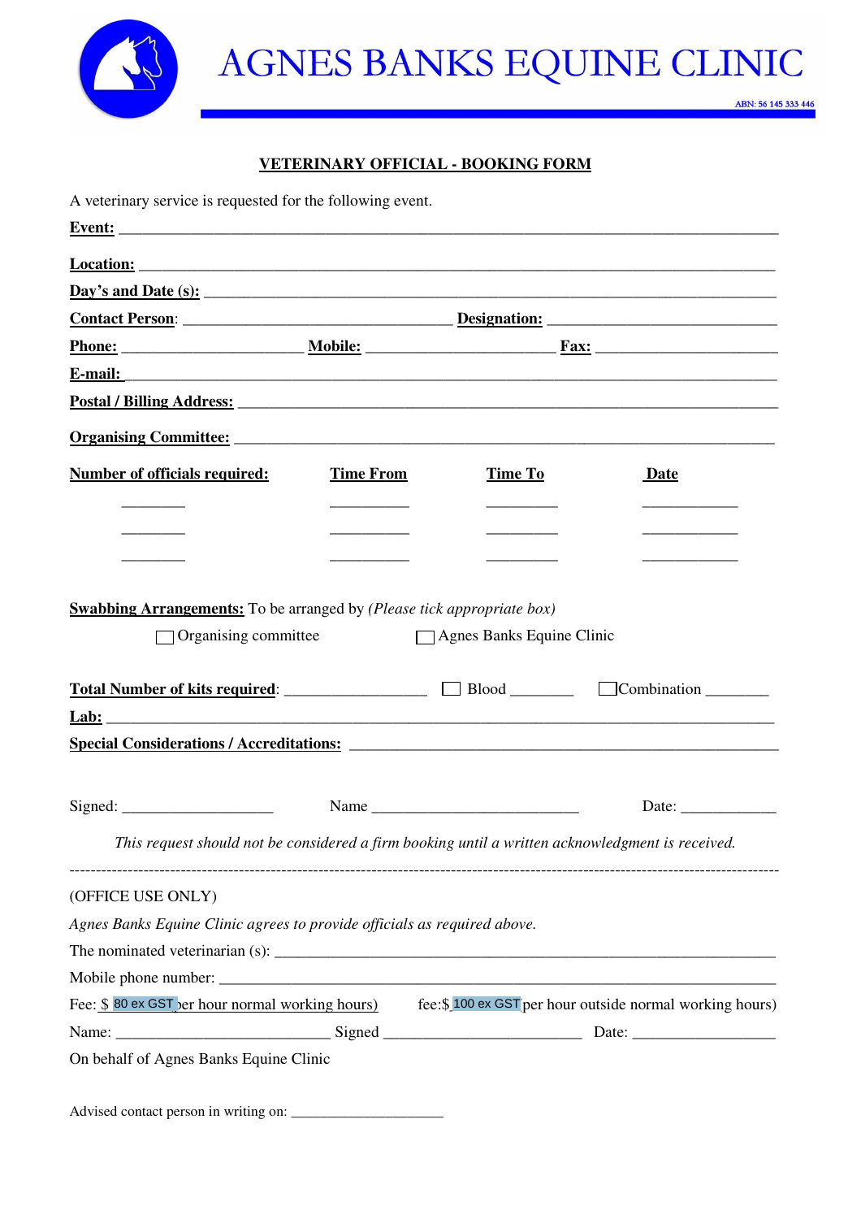# AGNES BANKS EQUINE CLINIC

ABN: 56 145 333 446

## VETERINARY OFFICIAL - BOOKING FORM

A veterinary service is requested for the following event.

**Event:** ________________________________________________

**Location:** ________________________________________________

**Day's and Date (s):** ________________________________________________

**Contact Person**: ______________________ **Designation:** ______________________

**Phone:** ________________ **Mobile:** ________________ **Fax:** ________________

**E-mail:** ________________________________________________

**Postal / Billing Address:** ________________________________________________

**Organising Committee:** ________________________________________________

| Number of officials required: | Time From | Time To | Date |
|---|---|---|---|
| ________ | ________ | ________ | ________ |
| ________ | ________ | ________ | ________ |
| ________ | ________ | ________ | ________ |

**Swabbing Arrangements:** To be arranged by *(Please tick appropriate box)*

☐ Organising committee ☐ Agnes Banks Equine Clinic

**Total Number of kits required**: ________________ ☐ Blood ________ ☐ Combination ________

**Lab:** ________________________________________________

**Special Considerations / Accreditations:** ________________________________________________

Signed: ________________ Name ______________________ Date: ____________

*This request should not be considered a firm booking until a written acknowledgment is received.*

---

(OFFICE USE ONLY)

*Agnes Banks Equine Clinic agrees to provide officials as required above.*

The nominated veterinarian (s): ________________________________________________

Mobile phone number: ________________________________________________

Fee: $ 80 ex GST per hour normal working hours) fee:$ 100 ex GST per hour outside normal working hours)

Name: ______________________ Signed ______________________ Date: ________________

On behalf of Agnes Banks Equine Clinic

Advised contact person in writing on: ____________________